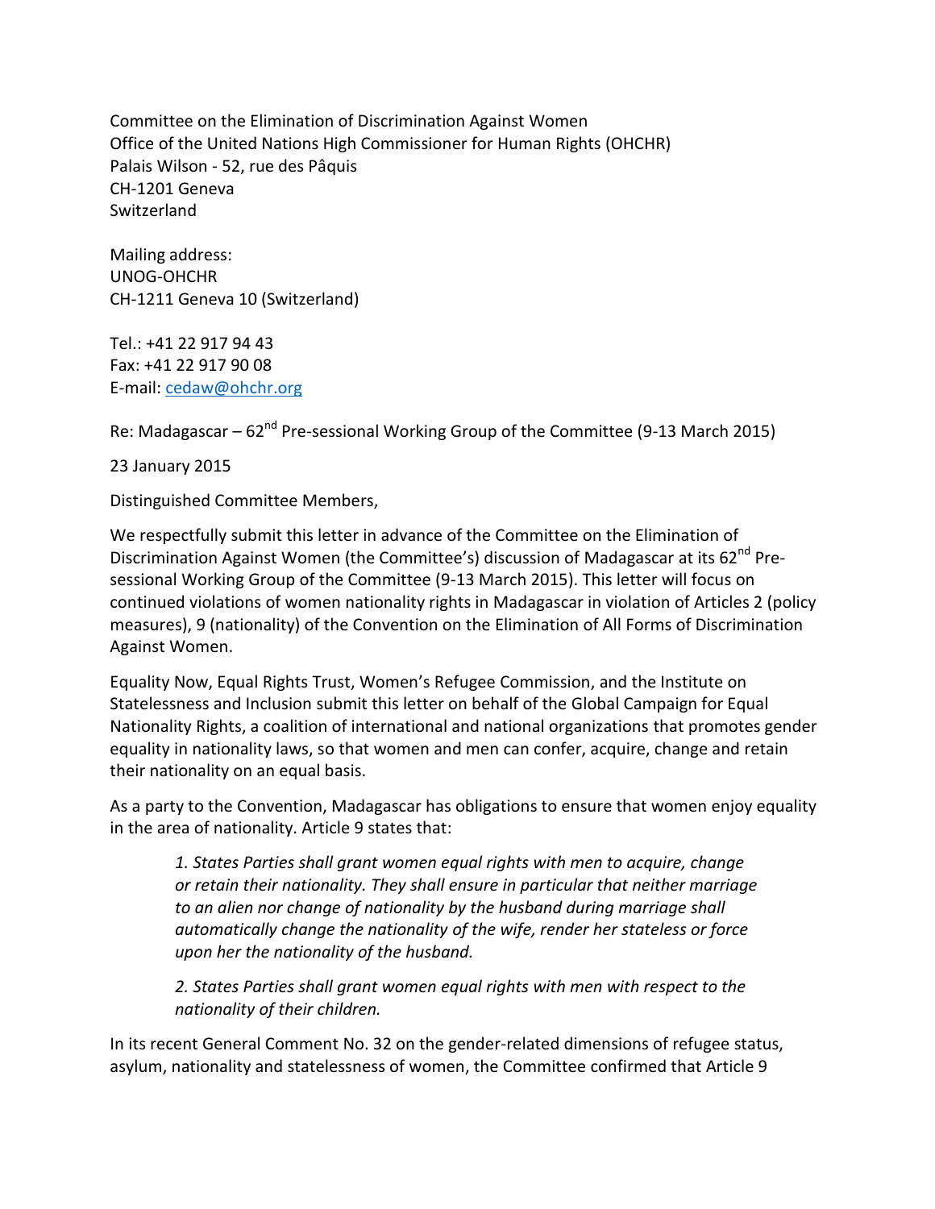Committee on the Elimination of Discrimination Against Women
Office of the United Nations High Commissioner for Human Rights (OHCHR)
Palais Wilson - 52, rue des Pâquis
CH-1201 Geneva
Switzerland

Mailing address:
UNOG-OHCHR
CH-1211 Geneva 10 (Switzerland)

Tel.: +41 22 917 94 43
Fax: +41 22 917 90 08
E-mail: cedaw@ohchr.org

Re: Madagascar – 62nd Pre-sessional Working Group of the Committee (9-13 March 2015)

23 January 2015

Distinguished Committee Members,

We respectfully submit this letter in advance of the Committee on the Elimination of Discrimination Against Women (the Committee's) discussion of Madagascar at its 62nd Pre-sessional Working Group of the Committee (9-13 March 2015). This letter will focus on continued violations of women nationality rights in Madagascar in violation of Articles 2 (policy measures), 9 (nationality) of the Convention on the Elimination of All Forms of Discrimination Against Women.

Equality Now, Equal Rights Trust, Women's Refugee Commission, and the Institute on Statelessness and Inclusion submit this letter on behalf of the Global Campaign for Equal Nationality Rights, a coalition of international and national organizations that promotes gender equality in nationality laws, so that women and men can confer, acquire, change and retain their nationality on an equal basis.

As a party to the Convention, Madagascar has obligations to ensure that women enjoy equality in the area of nationality. Article 9 states that:

> *1. States Parties shall grant women equal rights with men to acquire, change or retain their nationality. They shall ensure in particular that neither marriage to an alien nor change of nationality by the husband during marriage shall automatically change the nationality of the wife, render her stateless or force upon her the nationality of the husband.*
>
> *2. States Parties shall grant women equal rights with men with respect to the nationality of their children.*

In its recent General Comment No. 32 on the gender-related dimensions of refugee status, asylum, nationality and statelessness of women, the Committee confirmed that Article 9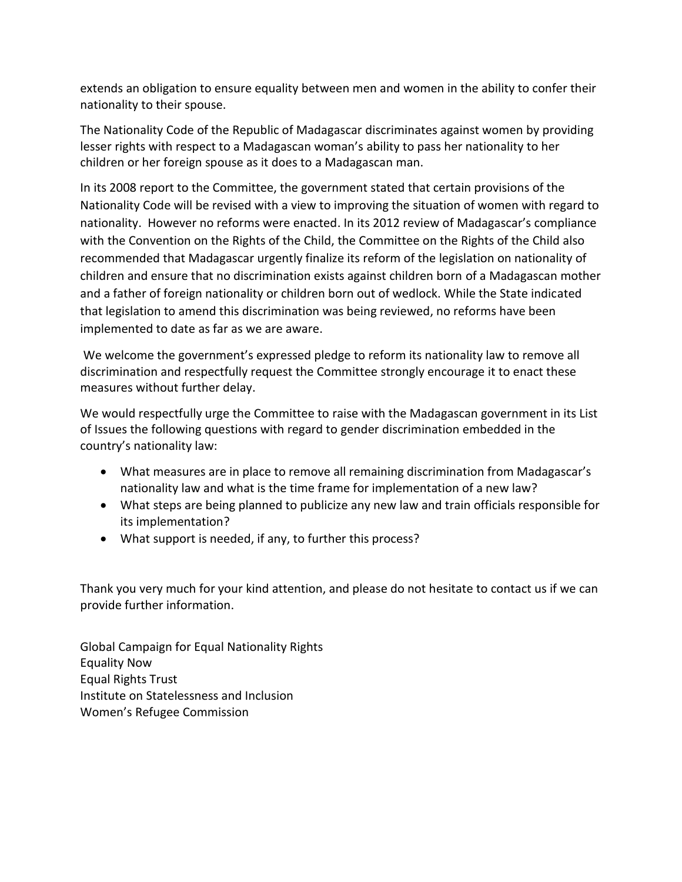extends an obligation to ensure equality between men and women in the ability to confer their nationality to their spouse.

The Nationality Code of the Republic of Madagascar discriminates against women by providing lesser rights with respect to a Madagascan woman's ability to pass her nationality to her children or her foreign spouse as it does to a Madagascan man.

In its 2008 report to the Committee, the government stated that certain provisions of the Nationality Code will be revised with a view to improving the situation of women with regard to nationality. However no reforms were enacted. In its 2012 review of Madagascar's compliance with the Convention on the Rights of the Child, the Committee on the Rights of the Child also recommended that Madagascar urgently finalize its reform of the legislation on nationality of children and ensure that no discrimination exists against children born of a Madagascan mother and a father of foreign nationality or children born out of wedlock. While the State indicated that legislation to amend this discrimination was being reviewed, no reforms have been implemented to date as far as we are aware.

We welcome the government's expressed pledge to reform its nationality law to remove all discrimination and respectfully request the Committee strongly encourage it to enact these measures without further delay.

We would respectfully urge the Committee to raise with the Madagascan government in its List of Issues the following questions with regard to gender discrimination embedded in the country's nationality law:

- What measures are in place to remove all remaining discrimination from Madagascar's nationality law and what is the time frame for implementation of a new law?
- What steps are being planned to publicize any new law and train officials responsible for its implementation?
- What support is needed, if any, to further this process?

Thank you very much for your kind attention, and please do not hesitate to contact us if we can provide further information.

Global Campaign for Equal Nationality Rights
Equality Now
Equal Rights Trust
Institute on Statelessness and Inclusion
Women's Refugee Commission